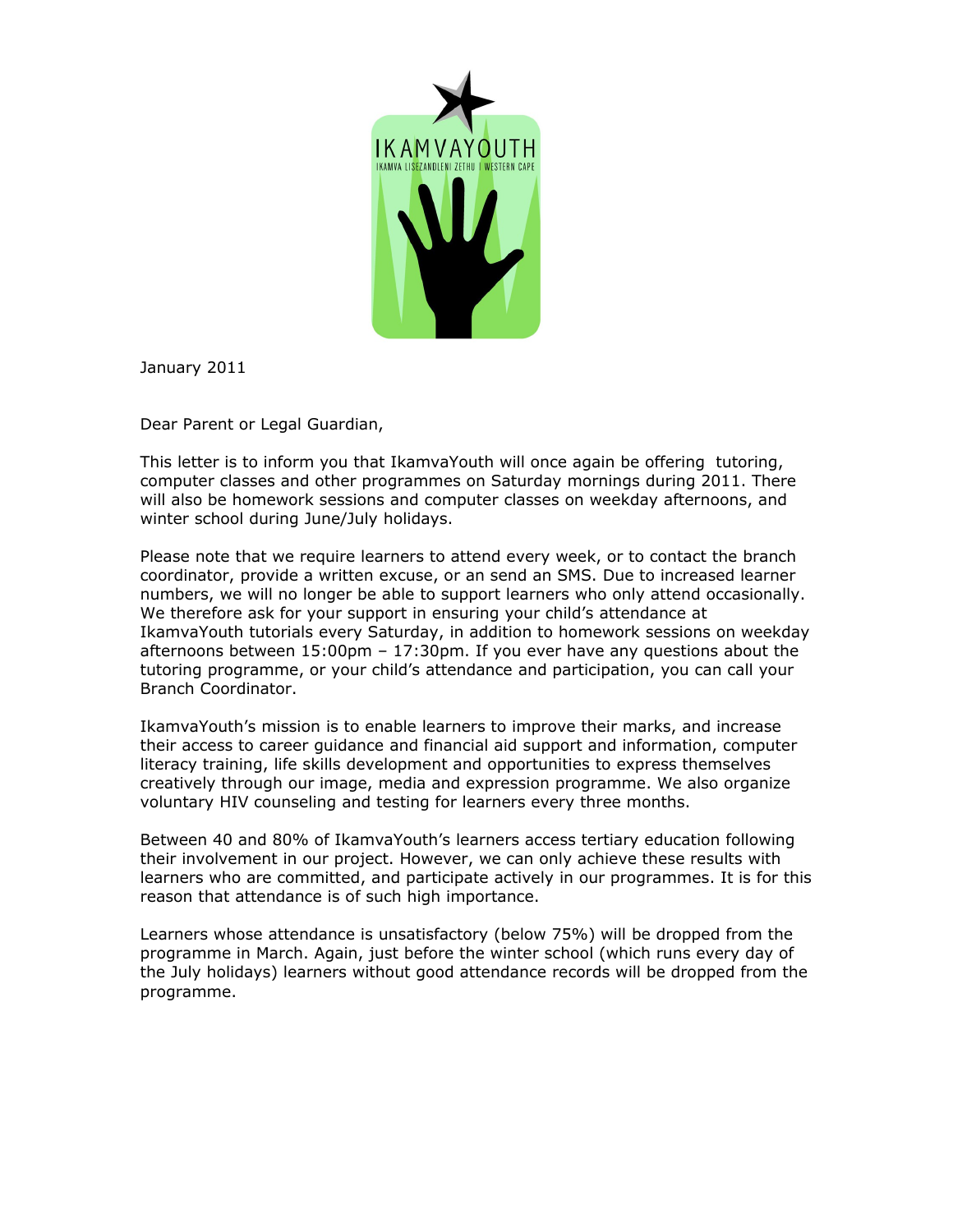January 2011

Dear Parent or Legal Guardian,

This letter is to inform you that IkamvaYouth will once again be offering  tutoring, computer classes and other programmes on Saturday mornings during 2011. There will also be homework sessions and computer classes on weekday afternoons, and winter school during June/July holidays.

Please note that we require learners to attend every week, or to contact the branch coordinator, provide a written excuse, or an send an SMS. Due to increased learner numbers, we will no longer be able to support learners who only attend occasionally. We therefore ask for your support in ensuring your child's attendance at IkamvaYouth tutorials every Saturday, in addition to homework sessions on weekday afternoons between 15:00pm – 17:30pm. If you ever have any questions about the tutoring programme, or your child's attendance and participation, you can call your Branch Coordinator.

IkamvaYouth's mission is to enable learners to improve their marks, and increase their access to career guidance and financial aid support and information, computer literacy training, life skills development and opportunities to express themselves creatively through our image, media and expression programme. We also organize voluntary HIV counseling and testing for learners every three months.

Between 40 and 80% of IkamvaYouth's learners access tertiary education following their involvement in our project. However, we can only achieve these results with learners who are committed, and participate actively in our programmes. It is for this reason that attendance is of such high importance.

Learners whose attendance is unsatisfactory (below 75%) will be dropped from the programme in March. Again, just before the winter school (which runs every day of the July holidays) learners without good attendance records will be dropped from the programme.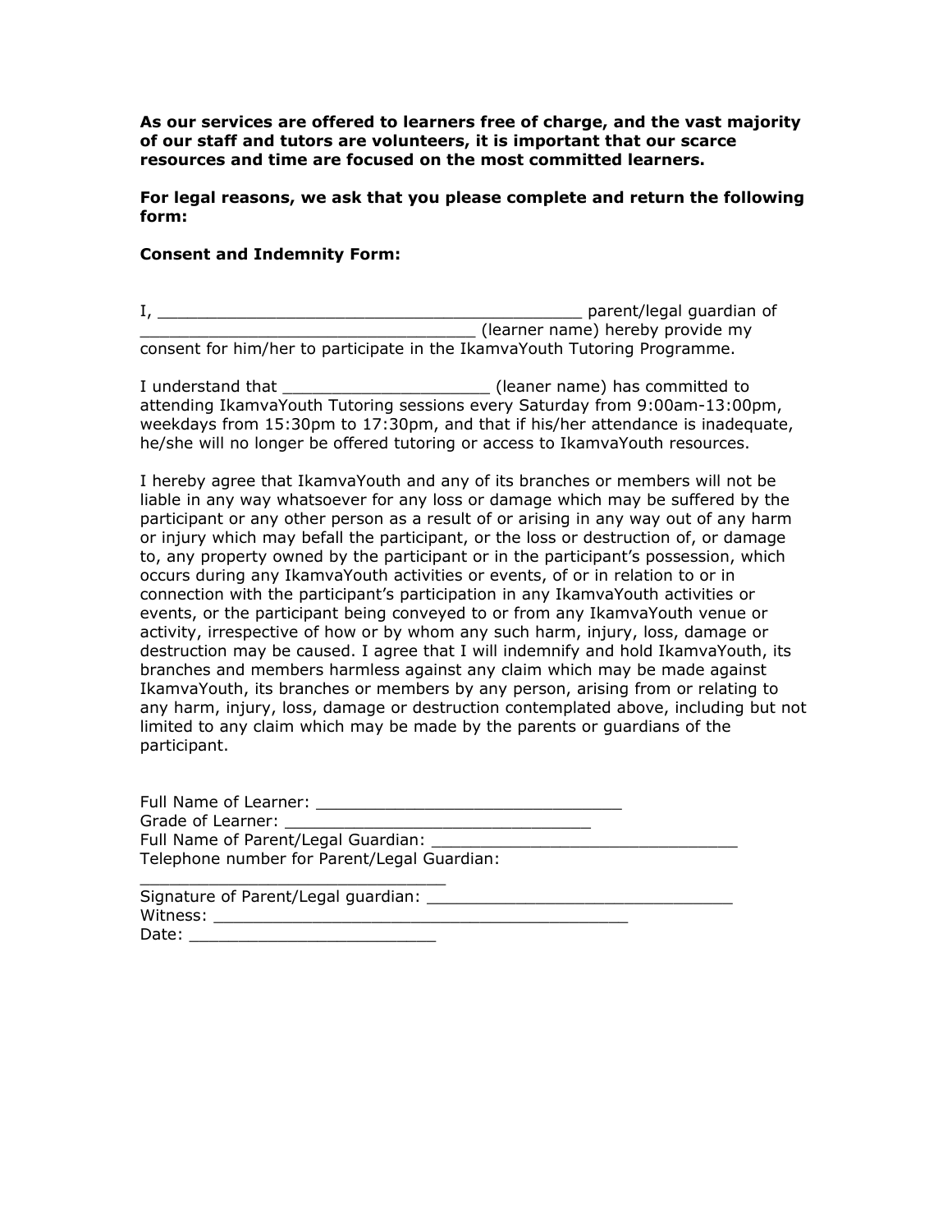**As our services are offered to learners free of charge, and the vast majority of our staff and tutors are volunteers, it is important that our scarce resources and time are focused on the most committed learners.**

**For legal reasons, we ask that you please complete and return the following form:**

**Consent and Indemnity Form:**

I, ___________________________________________ parent/legal guardian of __________________________________ (learner name) hereby provide my consent for him/her to participate in the IkamvaYouth Tutoring Programme.

I understand that ____________________ (leaner name) has committed to attending IkamvaYouth Tutoring sessions every Saturday from 9:00am-13:00pm, weekdays from 15:30pm to 17:30pm, and that if his/her attendance is inadequate, he/she will no longer be offered tutoring or access to IkamvaYouth resources.

I hereby agree that IkamvaYouth and any of its branches or members will not be liable in any way whatsoever for any loss or damage which may be suffered by the participant or any other person as a result of or arising in any way out of any harm or injury which may befall the participant, or the loss or destruction of, or damage to, any property owned by the participant or in the participant's possession, which occurs during any IkamvaYouth activities or events, of or in relation to or in connection with the participant's participation in any IkamvaYouth activities or events, or the participant being conveyed to or from any IkamvaYouth venue or activity, irrespective of how or by whom any such harm, injury, loss, damage or destruction may be caused. I agree that I will indemnify and hold IkamvaYouth, its branches and members harmless against any claim which may be made against IkamvaYouth, its branches or members by any person, arising from or relating to any harm, injury, loss, damage or destruction contemplated above, including but not limited to any claim which may be made by the parents or guardians of the participant.

Full Name of Learner: _______________________________
Grade of Learner: _______________________________
Full Name of Parent/Legal Guardian: _______________________________
Telephone number for Parent/Legal Guardian: _______________________________
Signature of Parent/Legal guardian: _______________________________
Witness: __________________________________________
Date: _________________________